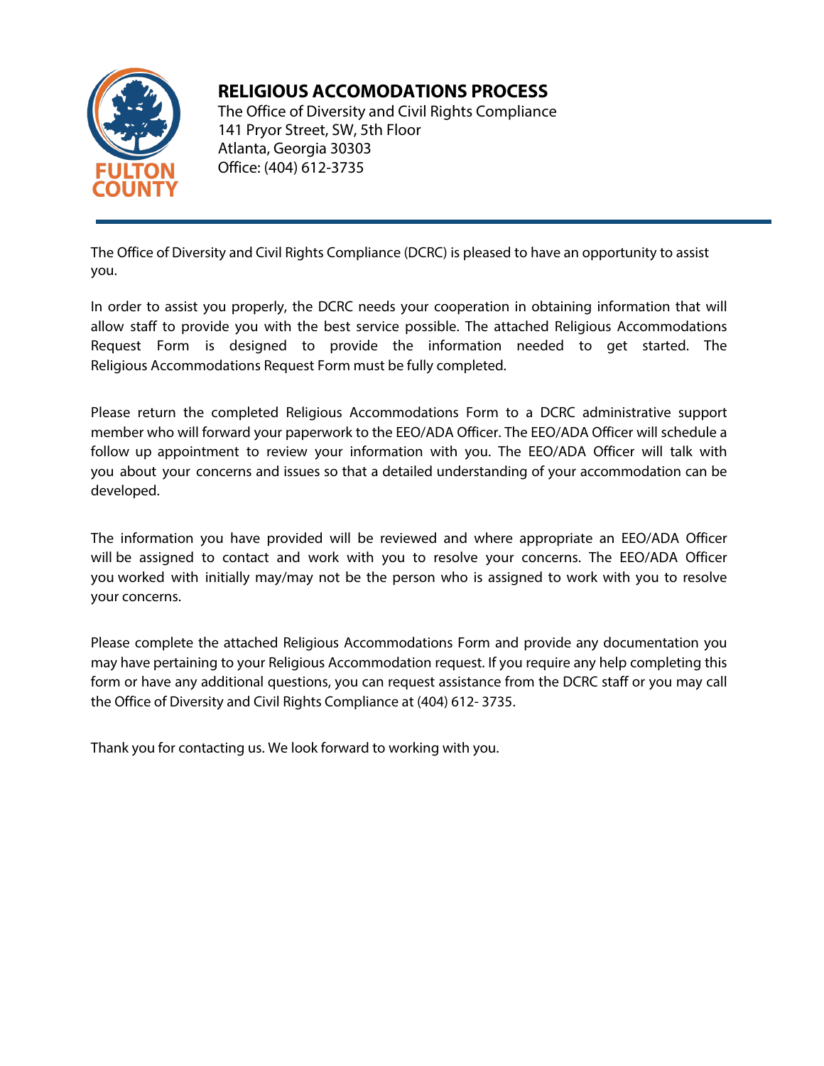FULTON COUNTY

# RELIGIOUS ACCOMODATIONS PROCESS

The Office of Diversity and Civil Rights Compliance
141 Pryor Street, SW, 5th Floor
Atlanta, Georgia 30303
Office: (404) 612-3735

---

The Office of Diversity and Civil Rights Compliance (DCRC) is pleased to have an opportunity to assist you.

In order to assist you properly, the DCRC needs your cooperation in obtaining information that will allow staff to provide you with the best service possible. The attached Religious Accommodations Request Form is designed to provide the information needed to get started. The Religious Accommodations Request Form must be fully completed.

Please return the completed Religious Accommodations Form to a DCRC administrative support member who will forward your paperwork to the EEO/ADA Officer. The EEO/ADA Officer will schedule a follow up appointment to review your information with you. The EEO/ADA Officer will talk with you about your concerns and issues so that a detailed understanding of your accommodation can be developed.

The information you have provided will be reviewed and where appropriate an EEO/ADA Officer will be assigned to contact and work with you to resolve your concerns. The EEO/ADA Officer you worked with initially may/may not be the person who is assigned to work with you to resolve your concerns.

Please complete the attached Religious Accommodations Form and provide any documentation you may have pertaining to your Religious Accommodation request. If you require any help completing this form or have any additional questions, you can request assistance from the DCRC staff or you may call the Office of Diversity and Civil Rights Compliance at (404) 612- 3735.

Thank you for contacting us. We look forward to working with you.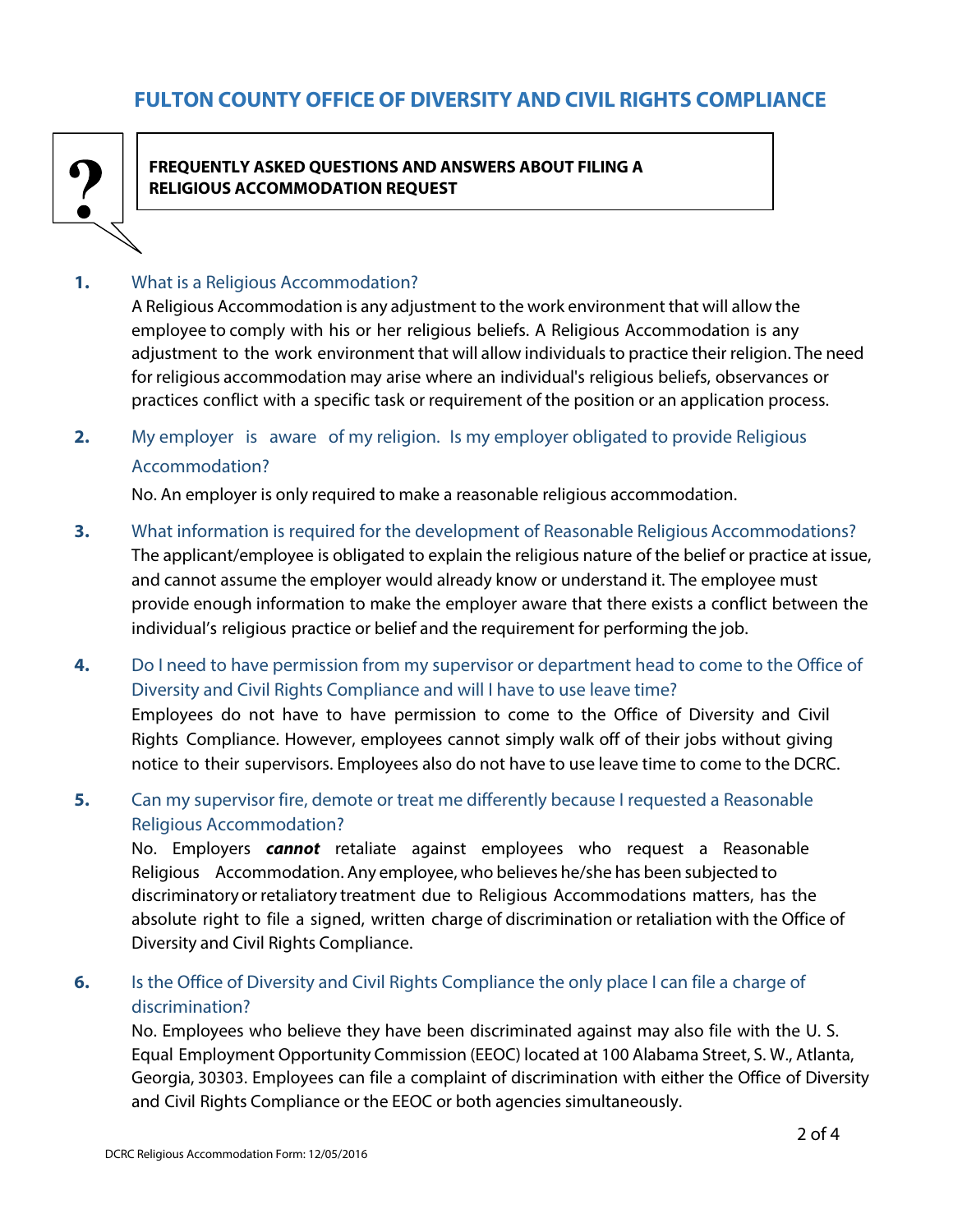# FULTON COUNTY OFFICE OF DIVERSITY AND CIVIL RIGHTS COMPLIANCE

## FREQUENTLY ASKED QUESTIONS AND ANSWERS ABOUT FILING A RELIGIOUS ACCOMMODATION REQUEST

**1.** What is a Religious Accommodation?

A Religious Accommodation is any adjustment to the work environment that will allow the employee to comply with his or her religious beliefs. A Religious Accommodation is any adjustment to the work environment that will allow individuals to practice their religion. The need for religious accommodation may arise where an individual's religious beliefs, observances or practices conflict with a specific task or requirement of the position or an application process.

**2.** My employer is aware of my religion. Is my employer obligated to provide Religious Accommodation?

No. An employer is only required to make a reasonable religious accommodation.

**3.** What information is required for the development of Reasonable Religious Accommodations?

The applicant/employee is obligated to explain the religious nature of the belief or practice at issue, and cannot assume the employer would already know or understand it. The employee must provide enough information to make the employer aware that there exists a conflict between the individual's religious practice or belief and the requirement for performing the job.

**4.** Do I need to have permission from my supervisor or department head to come to the Office of Diversity and Civil Rights Compliance and will I have to use leave time?

Employees do not have to have permission to come to the Office of Diversity and Civil Rights Compliance. However, employees cannot simply walk off of their jobs without giving notice to their supervisors. Employees also do not have to use leave time to come to the DCRC.

**5.** Can my supervisor fire, demote or treat me differently because I requested a Reasonable Religious Accommodation?

No. Employers ***cannot*** retaliate against employees who request a Reasonable Religious Accommodation. Any employee, who believes he/she has been subjected to discriminatory or retaliatory treatment due to Religious Accommodations matters, has the absolute right to file a signed, written charge of discrimination or retaliation with the Office of Diversity and Civil Rights Compliance.

**6.** Is the Office of Diversity and Civil Rights Compliance the only place I can file a charge of discrimination?

No. Employees who believe they have been discriminated against may also file with the U. S. Equal Employment Opportunity Commission (EEOC) located at 100 Alabama Street, S. W., Atlanta, Georgia, 30303. Employees can file a complaint of discrimination with either the Office of Diversity and Civil Rights Compliance or the EEOC or both agencies simultaneously.

DCRC Religious Accommodation Form: 12/05/2016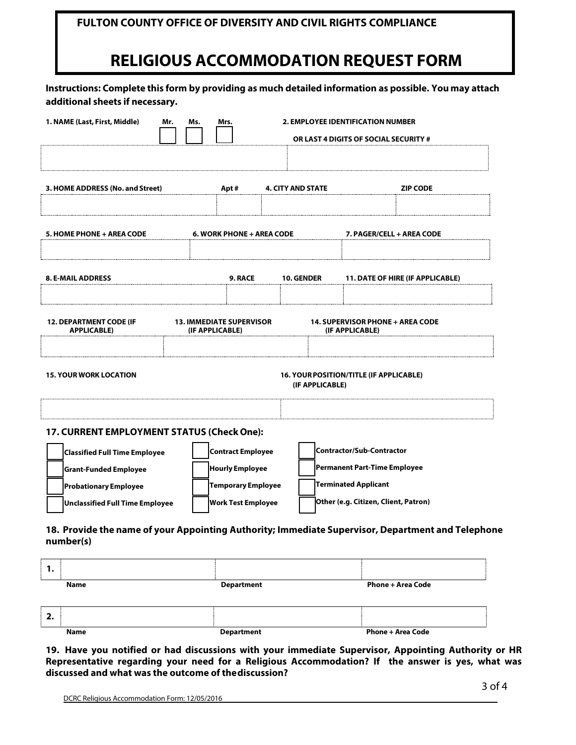**FULTON COUNTY OFFICE OF DIVERSITY AND CIVIL RIGHTS COMPLIANCE**

# RELIGIOUS ACCOMMODATION REQUEST FORM

**Instructions: Complete this form by providing as much detailed information as possible. You may attach additional sheets if necessary.**

| 1. NAME (Last, First, Middle) Mr. ☐ Ms. ☐ Mrs. ☐ | 2. EMPLOYEE IDENTIFICATION NUMBER OR LAST 4 DIGITS OF SOCIAL SECURITY # |
| --- | --- |
| | |

| 3. HOME ADDRESS (No. and Street) | Apt # | 4. CITY AND STATE | ZIP CODE |
| --- | --- | --- | --- |
| | | | |

| 5. HOME PHONE + AREA CODE | 6. WORK PHONE + AREA CODE | 7. PAGER/CELL + AREA CODE |
| --- | --- | --- |
| | | |

| 8. E-MAIL ADDRESS | 9. RACE | 10. GENDER | 11. DATE OF HIRE (IF APPLICABLE) |
| --- | --- | --- | --- |
| | | | |

| 12. DEPARTMENT CODE (IF APPLICABLE) | 13. IMMEDIATE SUPERVISOR (IF APPLICABLE) | 14. SUPERVISOR PHONE + AREA CODE (IF APPLICABLE) |
| --- | --- | --- |
| | | |

| 15. YOUR WORK LOCATION | 16. YOUR POSITION/TITLE (IF APPLICABLE) (IF APPLICABLE) |
| --- | --- |
| | |

## 17. CURRENT EMPLOYMENT STATUS (Check One):

| | | |
| --- | --- | --- |
| ☐ Classified Full Time Employee | ☐ Contract Employee | ☐ Contractor/Sub-Contractor |
| ☐ Grant-Funded Employee | ☐ Hourly Employee | ☐ Permanent Part-Time Employee |
| ☐ Probationary Employee | ☐ Temporary Employee | ☐ Terminated Applicant |
| ☐ Unclassified Full Time Employee | ☐ Work Test Employee | ☐ Other (e.g. Citizen, Client, Patron) |

**18. Provide the name of your Appointing Authority; Immediate Supervisor, Department and Telephone number(s)**

| | Name | Department | Phone + Area Code |
| --- | --- | --- | --- |
| 1. | | | |
| 2. | | | |

**19. Have you notified or had discussions with your immediate Supervisor, Appointing Authority or HR Representative regarding your need for a Religious Accommodation? If the answer is yes, what was discussed and what was the outcome of the discussion?**

DCRC Religious Accommodation Form: 12/05/2016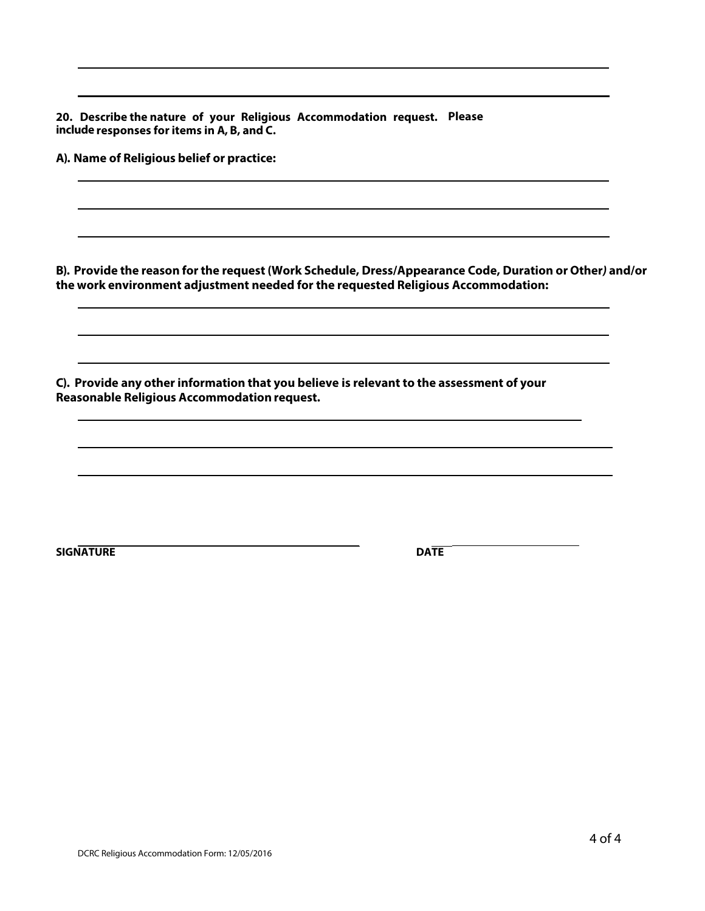**20. Describe the nature of your Religious Accommodation request. Please include responses for items in A, B, and C.**

**A). Name of Religious belief or practice:**

**B). Provide the reason for the request (Work Schedule, Dress/Appearance Code, Duration or Other) and/or the work environment adjustment needed for the requested Religious Accommodation:**

**C). Provide any other information that you believe is relevant to the assessment of your Reasonable Religious Accommodation request.**

**SIGNATURE** **DATE**

DCRC Religious Accommodation Form: 12/05/2016